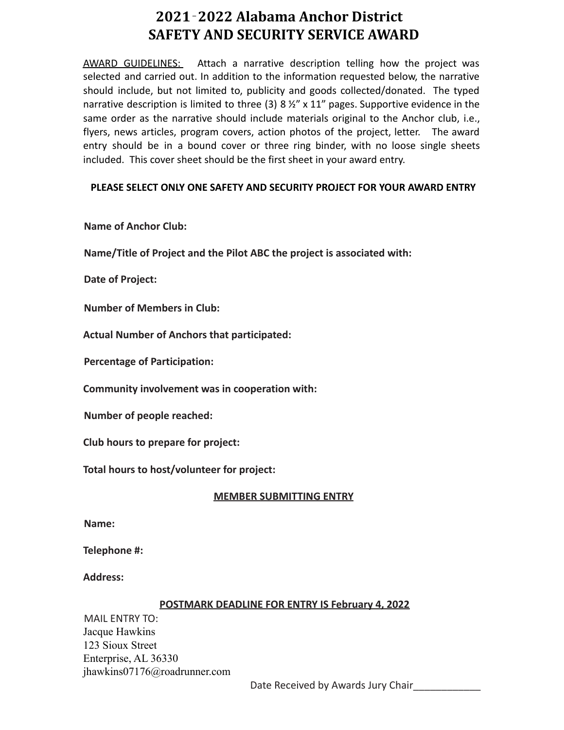# 2021-2022 Alabama Anchor District
# SAFETY AND SECURITY SERVICE AWARD

AWARD GUIDELINES: Attach a narrative description telling how the project was selected and carried out. In addition to the information requested below, the narrative should include, but not limited to, publicity and goods collected/donated. The typed narrative description is limited to three (3) 8 ½" x 11" pages. Supportive evidence in the same order as the narrative should include materials original to the Anchor club, i.e., flyers, news articles, program covers, action photos of the project, letter. The award entry should be in a bound cover or three ring binder, with no loose single sheets included. This cover sheet should be the first sheet in your award entry.

**PLEASE SELECT ONLY ONE SAFETY AND SECURITY PROJECT FOR YOUR AWARD ENTRY**

**Name of Anchor Club:**

**Name/Title of Project and the Pilot ABC the project is associated with:**

**Date of Project:**

**Number of Members in Club:**

**Actual Number of Anchors that participated:**

**Percentage of Participation:**

**Community involvement was in cooperation with:**

**Number of people reached:**

**Club hours to prepare for project:**

**Total hours to host/volunteer for project:**

**MEMBER SUBMITTING ENTRY**

**Name:**

**Telephone #:**

**Address:**

**POSTMARK DEADLINE FOR ENTRY IS February 4, 2022**

MAIL ENTRY TO:
Jacque Hawkins
123 Sioux Street
Enterprise, AL 36330
jhawkins07176@roadrunner.com

Date Received by Awards Jury Chair____________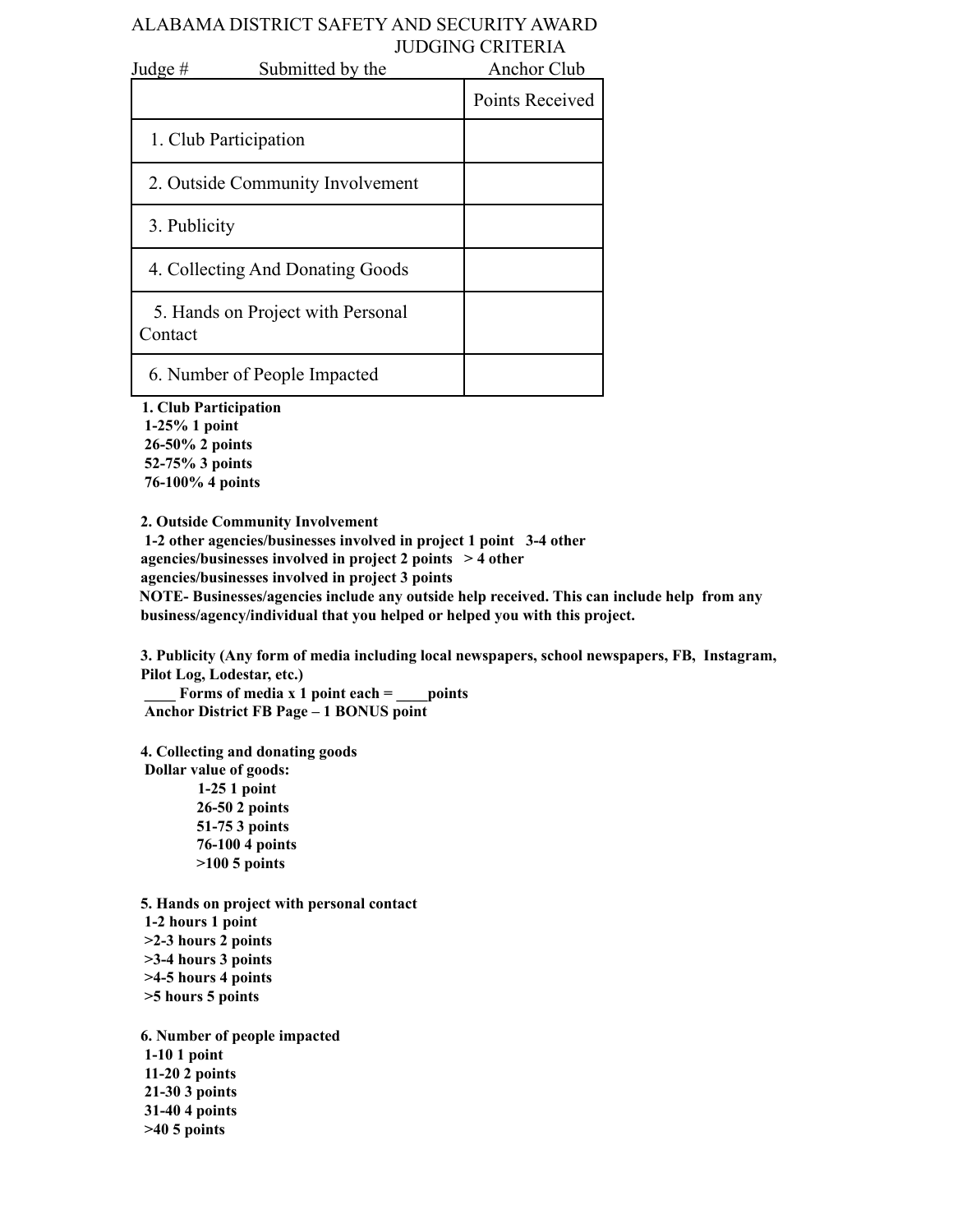# ALABAMA DISTRICT SAFETY AND SECURITY AWARD
## JUDGING CRITERIA

Judge # Submitted by the Anchor Club

| | Points Received |
|---|---|
| 1. Club Participation | |
| 2. Outside Community Involvement | |
| 3. Publicity | |
| 4. Collecting And Donating Goods | |
| 5. Hands on Project with Personal Contact | |
| 6. Number of People Impacted | |

**1. Club Participation**
**1-25% 1 point**
**26-50% 2 points**
**52-75% 3 points**
**76-100% 4 points**

**2. Outside Community Involvement**
**1-2 other agencies/businesses involved in project 1 point 3-4 other agencies/businesses involved in project 2 points > 4 other agencies/businesses involved in project 3 points**
**NOTE- Businesses/agencies include any outside help received. This can include help from any business/agency/individual that you helped or helped you with this project.**

**3. Publicity (Any form of media including local newspapers, school newspapers, FB, Instagram, Pilot Log, Lodestar, etc.)**
**____ Forms of media x 1 point each = ____points**
**Anchor District FB Page – 1 BONUS point**

**4. Collecting and donating goods**
**Dollar value of goods:**
**1-25 1 point**
**26-50 2 points**
**51-75 3 points**
**76-100 4 points**
**>100 5 points**

**5. Hands on project with personal contact**
**1-2 hours 1 point**
**>2-3 hours 2 points**
**>3-4 hours 3 points**
**>4-5 hours 4 points**
**>5 hours 5 points**

**6. Number of people impacted**
**1-10 1 point**
**11-20 2 points**
**21-30 3 points**
**31-40 4 points**
**>40 5 points**